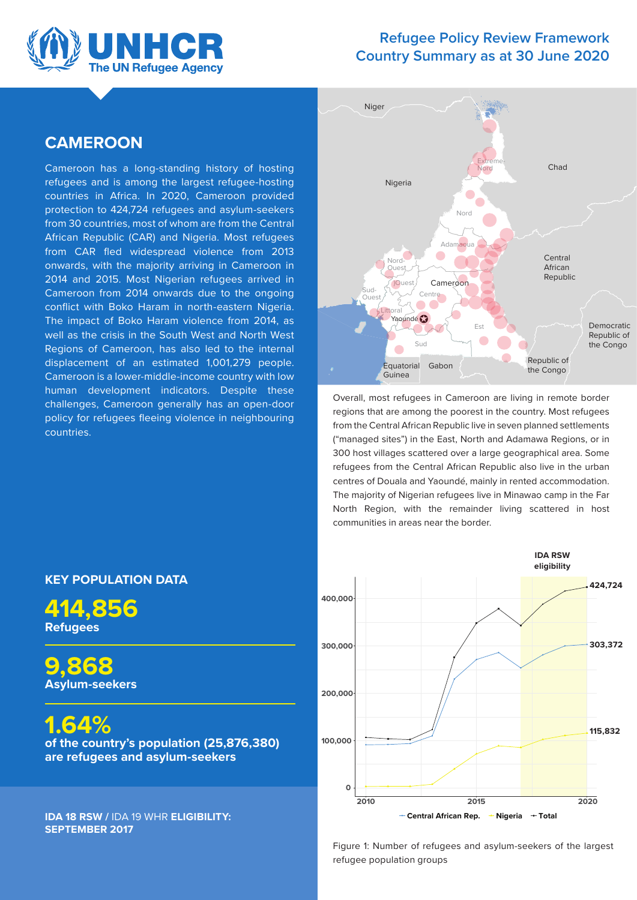# Refugee Policy Review Framework Country Summary as at 30 June 2020

## CAMEROON

Cameroon has a long-standing history of hosting refugees and is among the largest refugee-hosting countries in Africa. In 2020, Cameroon provided protection to 424,724 refugees and asylum-seekers from 30 countries, most of whom are from the Central African Republic (CAR) and Nigeria. Most refugees from CAR fled widespread violence from 2013 onwards, with the majority arriving in Cameroon in 2014 and 2015. Most Nigerian refugees arrived in Cameroon from 2014 onwards due to the ongoing conflict with Boko Haram in north-eastern Nigeria. The impact of Boko Haram violence from 2014, as well as the crisis in the South West and North West Regions of Cameroon, has also led to the internal displacement of an estimated 1,001,279 people. Cameroon is a lower-middle-income country with low human development indicators. Despite these challenges, Cameroon generally has an open-door policy for refugees fleeing violence in neighbouring countries.

Overall, most refugees in Cameroon are living in remote border regions that are among the poorest in the country. Most refugees from the Central African Republic live in seven planned settlements ("managed sites") in the East, North and Adamawa Regions, or in 300 host villages scattered over a large geographical area. Some refugees from the Central African Republic also live in the urban centres of Douala and Yaoundé, mainly in rented accommodation. The majority of Nigerian refugees live in Minawao camp in the Far North Region, with the remainder living scattered in host communities in areas near the border.

## KEY POPULATION DATA

**414,856**
**Refugees**

**9,868**
**Asylum-seekers**

**1.64%**
**of the country's population (25,876,380) are refugees and asylum-seekers**

**IDA 18 RSW** / IDA 19 WHR **ELIGIBILITY: SEPTEMBER 2017**

Figure 1: Number of refugees and asylum-seekers of the largest refugee population groups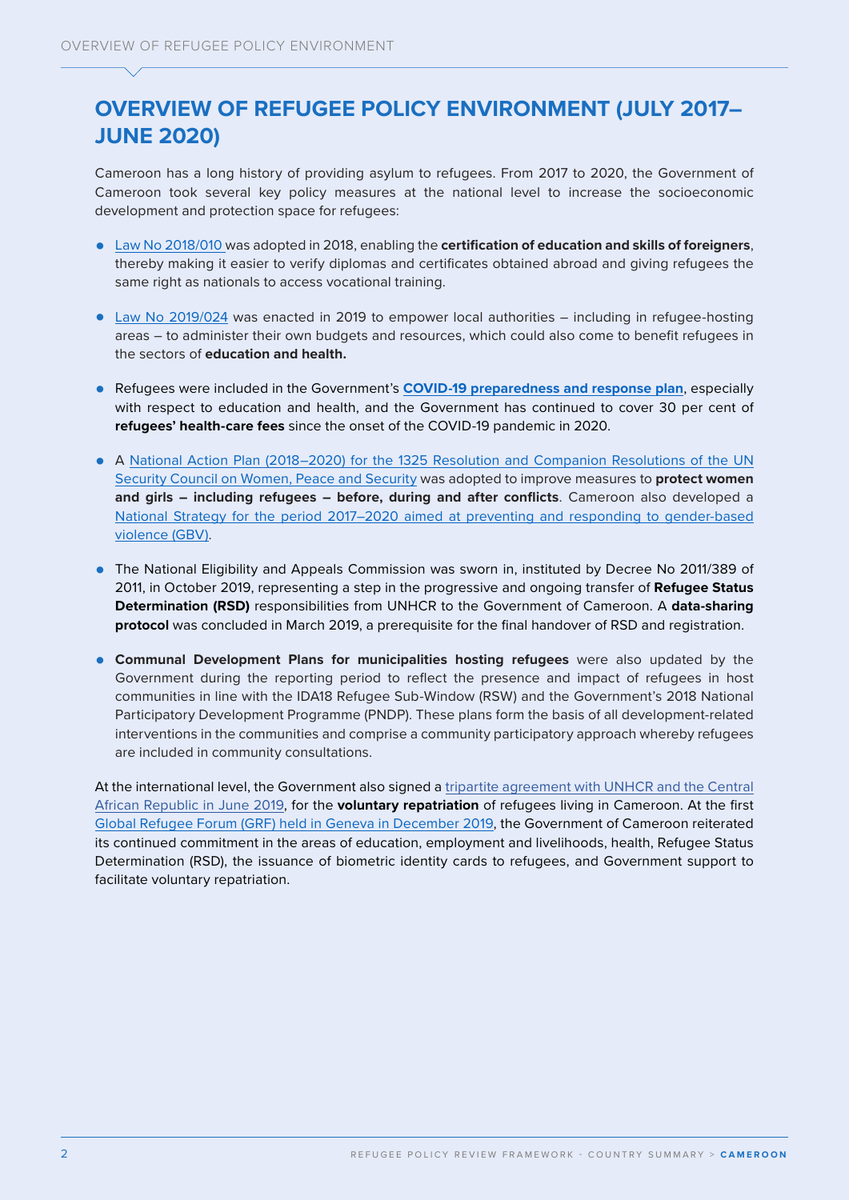# OVERVIEW OF REFUGEE POLICY ENVIRONMENT (JULY 2017–JUNE 2020)

Cameroon has a long history of providing asylum to refugees. From 2017 to 2020, the Government of Cameroon took several key policy measures at the national level to increase the socioeconomic development and protection space for refugees:

- Law No 2018/010 was adopted in 2018, enabling the **certification of education and skills of foreigners**, thereby making it easier to verify diplomas and certificates obtained abroad and giving refugees the same right as nationals to access vocational training.

- Law No 2019/024 was enacted in 2019 to empower local authorities – including in refugee-hosting areas – to administer their own budgets and resources, which could also come to benefit refugees in the sectors of **education and health.**

- Refugees were included in the Government's **COVID-19 preparedness and response plan**, especially with respect to education and health, and the Government has continued to cover 30 per cent of **refugees' health-care fees** since the onset of the COVID-19 pandemic in 2020.

- A National Action Plan (2018–2020) for the 1325 Resolution and Companion Resolutions of the UN Security Council on Women, Peace and Security was adopted to improve measures to **protect women and girls – including refugees – before, during and after conflicts**. Cameroon also developed a National Strategy for the period 2017–2020 aimed at preventing and responding to gender-based violence (GBV).

- The National Eligibility and Appeals Commission was sworn in, instituted by Decree No 2011/389 of 2011, in October 2019, representing a step in the progressive and ongoing transfer of **Refugee Status Determination (RSD)** responsibilities from UNHCR to the Government of Cameroon. A **data-sharing protocol** was concluded in March 2019, a prerequisite for the final handover of RSD and registration.

- **Communal Development Plans for municipalities hosting refugees** were also updated by the Government during the reporting period to reflect the presence and impact of refugees in host communities in line with the IDA18 Refugee Sub-Window (RSW) and the Government's 2018 National Participatory Development Programme (PNDP). These plans form the basis of all development-related interventions in the communities and comprise a community participatory approach whereby refugees are included in community consultations.

At the international level, the Government also signed a tripartite agreement with UNHCR and the Central African Republic in June 2019, for the **voluntary repatriation** of refugees living in Cameroon. At the first Global Refugee Forum (GRF) held in Geneva in December 2019, the Government of Cameroon reiterated its continued commitment in the areas of education, employment and livelihoods, health, Refugee Status Determination (RSD), the issuance of biometric identity cards to refugees, and Government support to facilitate voluntary repatriation.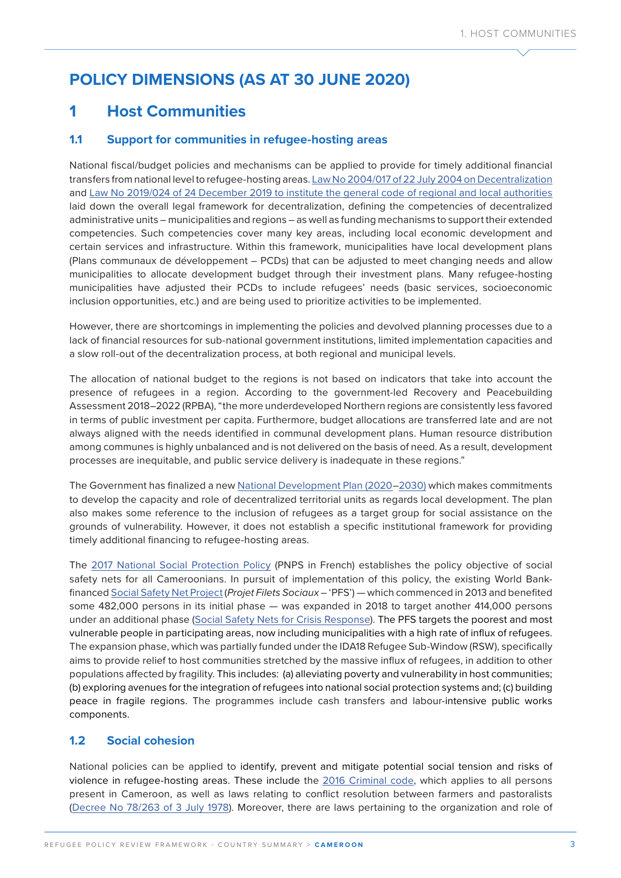# POLICY DIMENSIONS (AS AT 30 JUNE 2020)

## 1 Host Communities

### 1.1 Support for communities in refugee-hosting areas

National fiscal/budget policies and mechanisms can be applied to provide for timely additional financial transfers from national level to refugee-hosting areas. Law No 2004/017 of 22 July 2004 on Decentralization and Law No 2019/024 of 24 December 2019 to institute the general code of regional and local authorities laid down the overall legal framework for decentralization, defining the competencies of decentralized administrative units – municipalities and regions – as well as funding mechanisms to support their extended competencies. Such competencies cover many key areas, including local economic development and certain services and infrastructure. Within this framework, municipalities have local development plans (Plans communaux de développement – PCDs) that can be adjusted to meet changing needs and allow municipalities to allocate development budget through their investment plans. Many refugee-hosting municipalities have adjusted their PCDs to include refugees' needs (basic services, socioeconomic inclusion opportunities, etc.) and are being used to prioritize activities to be implemented.

However, there are shortcomings in implementing the policies and devolved planning processes due to a lack of financial resources for sub-national government institutions, limited implementation capacities and a slow roll-out of the decentralization process, at both regional and municipal levels.

The allocation of national budget to the regions is not based on indicators that take into account the presence of refugees in a region. According to the government-led Recovery and Peacebuilding Assessment 2018–2022 (RPBA), "the more underdeveloped Northern regions are consistently less favored in terms of public investment per capita. Furthermore, budget allocations are transferred late and are not always aligned with the needs identified in communal development plans. Human resource distribution among communes is highly unbalanced and is not delivered on the basis of need. As a result, development processes are inequitable, and public service delivery is inadequate in these regions."

The Government has finalized a new National Development Plan (2020–2030) which makes commitments to develop the capacity and role of decentralized territorial units as regards local development. The plan also makes some reference to the inclusion of refugees as a target group for social assistance on the grounds of vulnerability. However, it does not establish a specific institutional framework for providing timely additional financing to refugee-hosting areas.

The 2017 National Social Protection Policy (PNPS in French) establishes the policy objective of social safety nets for all Cameroonians. In pursuit of implementation of this policy, the existing World Bank-financed Social Safety Net Project (*Projet Filets Sociaux* – 'PFS') — which commenced in 2013 and benefited some 482,000 persons in its initial phase — was expanded in 2018 to target another 414,000 persons under an additional phase (Social Safety Nets for Crisis Response). The PFS targets the poorest and most vulnerable people in participating areas, now including municipalities with a high rate of influx of refugees. The expansion phase, which was partially funded under the IDA18 Refugee Sub-Window (RSW), specifically aims to provide relief to host communities stretched by the massive influx of refugees, in addition to other populations affected by fragility. This includes: (a) alleviating poverty and vulnerability in host communities; (b) exploring avenues for the integration of refugees into national social protection systems and; (c) building peace in fragile regions. The programmes include cash transfers and labour-intensive public works components.

### 1.2 Social cohesion

National policies can be applied to identify, prevent and mitigate potential social tension and risks of violence in refugee-hosting areas. These include the 2016 Criminal code, which applies to all persons present in Cameroon, as well as laws relating to conflict resolution between farmers and pastoralists (Decree No 78/263 of 3 July 1978). Moreover, there are laws pertaining to the organization and role of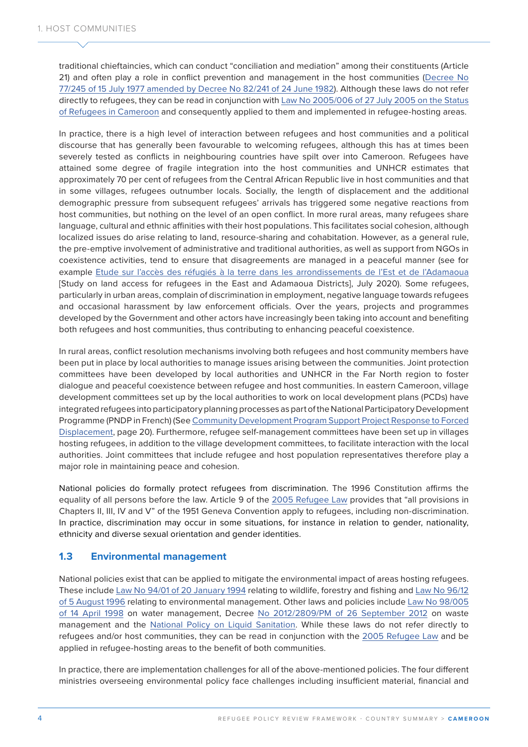traditional chieftaincies, which can conduct "conciliation and mediation" among their constituents (Article 21) and often play a role in conflict prevention and management in the host communities (Decree No 77/245 of 15 July 1977 amended by Decree No 82/241 of 24 June 1982). Although these laws do not refer directly to refugees, they can be read in conjunction with Law No 2005/006 of 27 July 2005 on the Status of Refugees in Cameroon and consequently applied to them and implemented in refugee-hosting areas.

In practice, there is a high level of interaction between refugees and host communities and a political discourse that has generally been favourable to welcoming refugees, although this has at times been severely tested as conflicts in neighbouring countries have spilt over into Cameroon. Refugees have attained some degree of fragile integration into the host communities and UNHCR estimates that approximately 70 per cent of refugees from the Central African Republic live in host communities and that in some villages, refugees outnumber locals. Socially, the length of displacement and the additional demographic pressure from subsequent refugees' arrivals has triggered some negative reactions from host communities, but nothing on the level of an open conflict. In more rural areas, many refugees share language, cultural and ethnic affinities with their host populations. This facilitates social cohesion, although localized issues do arise relating to land, resource-sharing and cohabitation. However, as a general rule, the pre-emptive involvement of administrative and traditional authorities, as well as support from NGOs in coexistence activities, tend to ensure that disagreements are managed in a peaceful manner (see for example Etude sur l'accès des réfugiés à la terre dans les arrondissements de l'Est et de l'Adamaoua [Study on land access for refugees in the East and Adamaoua Districts], July 2020). Some refugees, particularly in urban areas, complain of discrimination in employment, negative language towards refugees and occasional harassment by law enforcement officials. Over the years, projects and programmes developed by the Government and other actors have increasingly been taking into account and benefiting both refugees and host communities, thus contributing to enhancing peaceful coexistence.

In rural areas, conflict resolution mechanisms involving both refugees and host community members have been put in place by local authorities to manage issues arising between the communities. Joint protection committees have been developed by local authorities and UNHCR in the Far North region to foster dialogue and peaceful coexistence between refugee and host communities. In eastern Cameroon, village development committees set up by the local authorities to work on local development plans (PCDs) have integrated refugees into participatory planning processes as part of the National Participatory Development Programme (PNDP in French) (See Community Development Program Support Project Response to Forced Displacement, page 20). Furthermore, refugee self-management committees have been set up in villages hosting refugees, in addition to the village development committees, to facilitate interaction with the local authorities. Joint committees that include refugee and host population representatives therefore play a major role in maintaining peace and cohesion.

National policies do formally protect refugees from discrimination. The 1996 Constitution affirms the equality of all persons before the law. Article 9 of the 2005 Refugee Law provides that "all provisions in Chapters II, III, IV and V" of the 1951 Geneva Convention apply to refugees, including non-discrimination. In practice, discrimination may occur in some situations, for instance in relation to gender, nationality, ethnicity and diverse sexual orientation and gender identities.

### 1.3 Environmental management

National policies exist that can be applied to mitigate the environmental impact of areas hosting refugees. These include Law No 94/01 of 20 January 1994 relating to wildlife, forestry and fishing and Law No 96/12 of 5 August 1996 relating to environmental management. Other laws and policies include Law No 98/005 of 14 April 1998 on water management, Decree No 2012/2809/PM of 26 September 2012 on waste management and the National Policy on Liquid Sanitation. While these laws do not refer directly to refugees and/or host communities, they can be read in conjunction with the 2005 Refugee Law and be applied in refugee-hosting areas to the benefit of both communities.

In practice, there are implementation challenges for all of the above-mentioned policies. The four different ministries overseeing environmental policy face challenges including insufficient material, financial and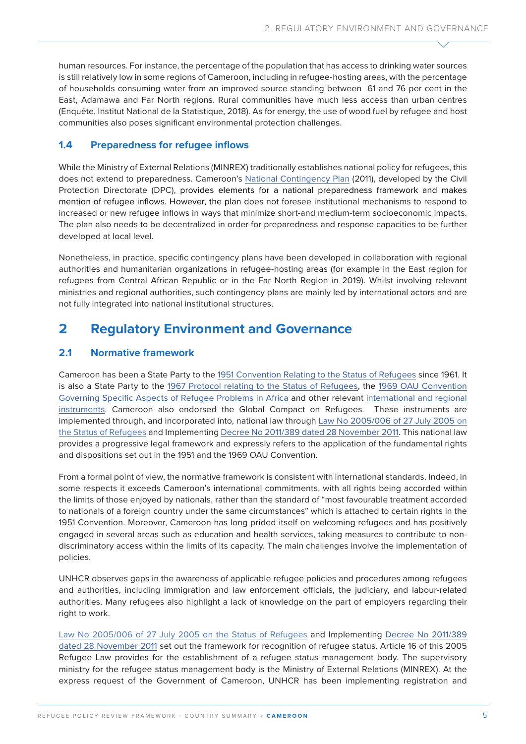human resources. For instance, the percentage of the population that has access to drinking water sources is still relatively low in some regions of Cameroon, including in refugee-hosting areas, with the percentage of households consuming water from an improved source standing between 61 and 76 per cent in the East, Adamawa and Far North regions. Rural communities have much less access than urban centres (Enquête, Institut National de la Statistique, 2018). As for energy, the use of wood fuel by refugee and host communities also poses significant environmental protection challenges.

### 1.4 Preparedness for refugee inflows

While the Ministry of External Relations (MINREX) traditionally establishes national policy for refugees, this does not extend to preparedness. Cameroon's National Contingency Plan (2011), developed by the Civil Protection Directorate (DPC), provides elements for a national preparedness framework and makes mention of refugee inflows. However, the plan does not foresee institutional mechanisms to respond to increased or new refugee inflows in ways that minimize short-and medium-term socioeconomic impacts. The plan also needs to be decentralized in order for preparedness and response capacities to be further developed at local level.

Nonetheless, in practice, specific contingency plans have been developed in collaboration with regional authorities and humanitarian organizations in refugee-hosting areas (for example in the East region for refugees from Central African Republic or in the Far North Region in 2019). Whilst involving relevant ministries and regional authorities, such contingency plans are mainly led by international actors and are not fully integrated into national institutional structures.

## 2 Regulatory Environment and Governance

### 2.1 Normative framework

Cameroon has been a State Party to the 1951 Convention Relating to the Status of Refugees since 1961. It is also a State Party to the 1967 Protocol relating to the Status of Refugees, the 1969 OAU Convention Governing Specific Aspects of Refugee Problems in Africa and other relevant international and regional instruments. Cameroon also endorsed the Global Compact on Refugees. These instruments are implemented through, and incorporated into, national law through Law No 2005/006 of 27 July 2005 on the Status of Refugees and Implementing Decree No 2011/389 dated 28 November 2011. This national law provides a progressive legal framework and expressly refers to the application of the fundamental rights and dispositions set out in the 1951 and the 1969 OAU Convention.

From a formal point of view, the normative framework is consistent with international standards. Indeed, in some respects it exceeds Cameroon's international commitments, with all rights being accorded within the limits of those enjoyed by nationals, rather than the standard of "most favourable treatment accorded to nationals of a foreign country under the same circumstances" which is attached to certain rights in the 1951 Convention. Moreover, Cameroon has long prided itself on welcoming refugees and has positively engaged in several areas such as education and health services, taking measures to contribute to non-discriminatory access within the limits of its capacity. The main challenges involve the implementation of policies.

UNHCR observes gaps in the awareness of applicable refugee policies and procedures among refugees and authorities, including immigration and law enforcement officials, the judiciary, and labour-related authorities. Many refugees also highlight a lack of knowledge on the part of employers regarding their right to work.

Law No 2005/006 of 27 July 2005 on the Status of Refugees and Implementing Decree No 2011/389 dated 28 November 2011 set out the framework for recognition of refugee status. Article 16 of this 2005 Refugee Law provides for the establishment of a refugee status management body. The supervisory ministry for the refugee status management body is the Ministry of External Relations (MINREX). At the express request of the Government of Cameroon, UNHCR has been implementing registration and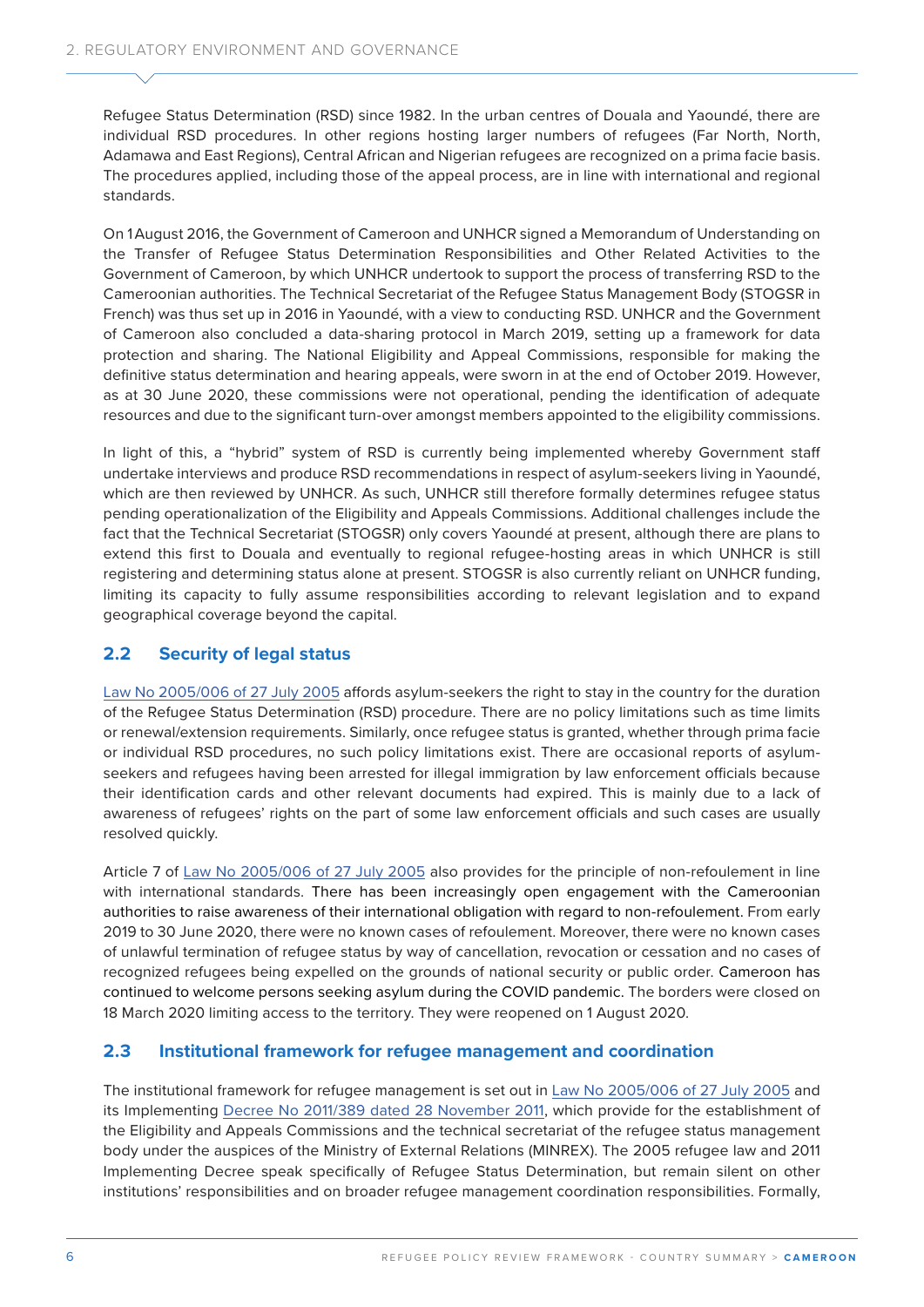Refugee Status Determination (RSD) since 1982. In the urban centres of Douala and Yaoundé, there are individual RSD procedures. In other regions hosting larger numbers of refugees (Far North, North, Adamawa and East Regions), Central African and Nigerian refugees are recognized on a prima facie basis. The procedures applied, including those of the appeal process, are in line with international and regional standards.

On 1 August 2016, the Government of Cameroon and UNHCR signed a Memorandum of Understanding on the Transfer of Refugee Status Determination Responsibilities and Other Related Activities to the Government of Cameroon, by which UNHCR undertook to support the process of transferring RSD to the Cameroonian authorities. The Technical Secretariat of the Refugee Status Management Body (STOGSR in French) was thus set up in 2016 in Yaoundé, with a view to conducting RSD. UNHCR and the Government of Cameroon also concluded a data-sharing protocol in March 2019, setting up a framework for data protection and sharing. The National Eligibility and Appeal Commissions, responsible for making the definitive status determination and hearing appeals, were sworn in at the end of October 2019. However, as at 30 June 2020, these commissions were not operational, pending the identification of adequate resources and due to the significant turn-over amongst members appointed to the eligibility commissions.

In light of this, a "hybrid" system of RSD is currently being implemented whereby Government staff undertake interviews and produce RSD recommendations in respect of asylum-seekers living in Yaoundé, which are then reviewed by UNHCR. As such, UNHCR still therefore formally determines refugee status pending operationalization of the Eligibility and Appeals Commissions. Additional challenges include the fact that the Technical Secretariat (STOGSR) only covers Yaoundé at present, although there are plans to extend this first to Douala and eventually to regional refugee-hosting areas in which UNHCR is still registering and determining status alone at present. STOGSR is also currently reliant on UNHCR funding, limiting its capacity to fully assume responsibilities according to relevant legislation and to expand geographical coverage beyond the capital.

## 2.2 Security of legal status

Law No 2005/006 of 27 July 2005 affords asylum-seekers the right to stay in the country for the duration of the Refugee Status Determination (RSD) procedure. There are no policy limitations such as time limits or renewal/extension requirements. Similarly, once refugee status is granted, whether through prima facie or individual RSD procedures, no such policy limitations exist. There are occasional reports of asylum-seekers and refugees having been arrested for illegal immigration by law enforcement officials because their identification cards and other relevant documents had expired. This is mainly due to a lack of awareness of refugees' rights on the part of some law enforcement officials and such cases are usually resolved quickly.

Article 7 of Law No 2005/006 of 27 July 2005 also provides for the principle of non-refoulement in line with international standards. There has been increasingly open engagement with the Cameroonian authorities to raise awareness of their international obligation with regard to non-refoulement. From early 2019 to 30 June 2020, there were no known cases of refoulement. Moreover, there were no known cases of unlawful termination of refugee status by way of cancellation, revocation or cessation and no cases of recognized refugees being expelled on the grounds of national security or public order. Cameroon has continued to welcome persons seeking asylum during the COVID pandemic. The borders were closed on 18 March 2020 limiting access to the territory. They were reopened on 1 August 2020.

## 2.3 Institutional framework for refugee management and coordination

The institutional framework for refugee management is set out in Law No 2005/006 of 27 July 2005 and its Implementing Decree No 2011/389 dated 28 November 2011, which provide for the establishment of the Eligibility and Appeals Commissions and the technical secretariat of the refugee status management body under the auspices of the Ministry of External Relations (MINREX). The 2005 refugee law and 2011 Implementing Decree speak specifically of Refugee Status Determination, but remain silent on other institutions' responsibilities and on broader refugee management coordination responsibilities. Formally,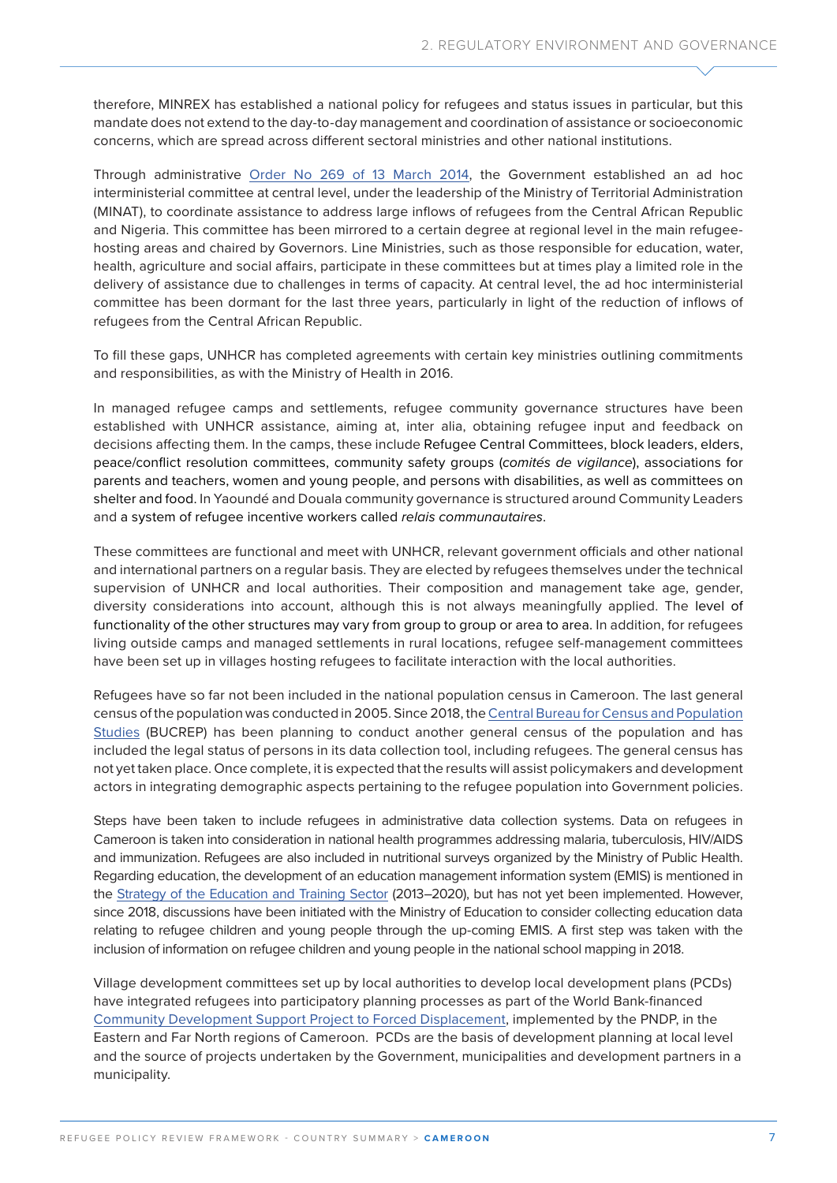therefore, MINREX has established a national policy for refugees and status issues in particular, but this mandate does not extend to the day-to-day management and coordination of assistance or socioeconomic concerns, which are spread across different sectoral ministries and other national institutions.

Through administrative Order No 269 of 13 March 2014, the Government established an ad hoc interministerial committee at central level, under the leadership of the Ministry of Territorial Administration (MINAT), to coordinate assistance to address large inflows of refugees from the Central African Republic and Nigeria. This committee has been mirrored to a certain degree at regional level in the main refugee-hosting areas and chaired by Governors. Line Ministries, such as those responsible for education, water, health, agriculture and social affairs, participate in these committees but at times play a limited role in the delivery of assistance due to challenges in terms of capacity. At central level, the ad hoc interministerial committee has been dormant for the last three years, particularly in light of the reduction of inflows of refugees from the Central African Republic.

To fill these gaps, UNHCR has completed agreements with certain key ministries outlining commitments and responsibilities, as with the Ministry of Health in 2016.

In managed refugee camps and settlements, refugee community governance structures have been established with UNHCR assistance, aiming at, inter alia, obtaining refugee input and feedback on decisions affecting them. In the camps, these include Refugee Central Committees, block leaders, elders, peace/conflict resolution committees, community safety groups (*comités de vigilance*), associations for parents and teachers, women and young people, and persons with disabilities, as well as committees on shelter and food. In Yaoundé and Douala community governance is structured around Community Leaders and a system of refugee incentive workers called *relais communautaires*.

These committees are functional and meet with UNHCR, relevant government officials and other national and international partners on a regular basis. They are elected by refugees themselves under the technical supervision of UNHCR and local authorities. Their composition and management take age, gender, diversity considerations into account, although this is not always meaningfully applied. The level of functionality of the other structures may vary from group to group or area to area. In addition, for refugees living outside camps and managed settlements in rural locations, refugee self-management committees have been set up in villages hosting refugees to facilitate interaction with the local authorities.

Refugees have so far not been included in the national population census in Cameroon. The last general census of the population was conducted in 2005. Since 2018, the Central Bureau for Census and Population Studies (BUCREP) has been planning to conduct another general census of the population and has included the legal status of persons in its data collection tool, including refugees. The general census has not yet taken place. Once complete, it is expected that the results will assist policymakers and development actors in integrating demographic aspects pertaining to the refugee population into Government policies.

Steps have been taken to include refugees in administrative data collection systems. Data on refugees in Cameroon is taken into consideration in national health programmes addressing malaria, tuberculosis, HIV/AIDS and immunization. Refugees are also included in nutritional surveys organized by the Ministry of Public Health. Regarding education, the development of an education management information system (EMIS) is mentioned in the Strategy of the Education and Training Sector (2013–2020), but has not yet been implemented. However, since 2018, discussions have been initiated with the Ministry of Education to consider collecting education data relating to refugee children and young people through the up-coming EMIS. A first step was taken with the inclusion of information on refugee children and young people in the national school mapping in 2018.

Village development committees set up by local authorities to develop local development plans (PCDs) have integrated refugees into participatory planning processes as part of the World Bank-financed Community Development Support Project to Forced Displacement, implemented by the PNDP, in the Eastern and Far North regions of Cameroon. PCDs are the basis of development planning at local level and the source of projects undertaken by the Government, municipalities and development partners in a municipality.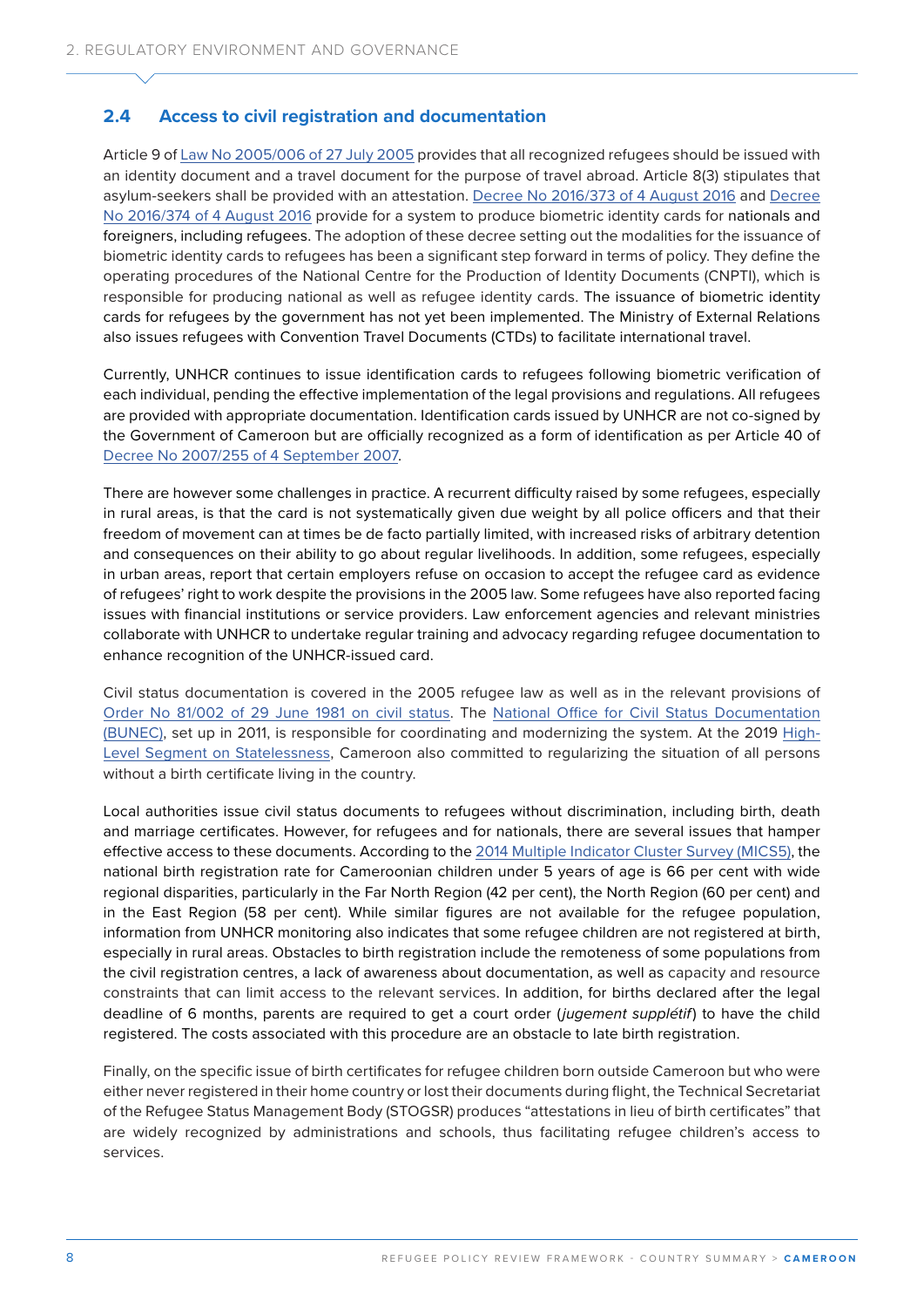## 2.4 Access to civil registration and documentation

Article 9 of Law No 2005/006 of 27 July 2005 provides that all recognized refugees should be issued with an identity document and a travel document for the purpose of travel abroad. Article 8(3) stipulates that asylum-seekers shall be provided with an attestation. Decree No 2016/373 of 4 August 2016 and Decree No 2016/374 of 4 August 2016 provide for a system to produce biometric identity cards for nationals and foreigners, including refugees. The adoption of these decree setting out the modalities for the issuance of biometric identity cards to refugees has been a significant step forward in terms of policy. They define the operating procedures of the National Centre for the Production of Identity Documents (CNPTI), which is responsible for producing national as well as refugee identity cards. The issuance of biometric identity cards for refugees by the government has not yet been implemented. The Ministry of External Relations also issues refugees with Convention Travel Documents (CTDs) to facilitate international travel.

Currently, UNHCR continues to issue identification cards to refugees following biometric verification of each individual, pending the effective implementation of the legal provisions and regulations. All refugees are provided with appropriate documentation. Identification cards issued by UNHCR are not co-signed by the Government of Cameroon but are officially recognized as a form of identification as per Article 40 of Decree No 2007/255 of 4 September 2007.

There are however some challenges in practice. A recurrent difficulty raised by some refugees, especially in rural areas, is that the card is not systematically given due weight by all police officers and that their freedom of movement can at times be de facto partially limited, with increased risks of arbitrary detention and consequences on their ability to go about regular livelihoods. In addition, some refugees, especially in urban areas, report that certain employers refuse on occasion to accept the refugee card as evidence of refugees' right to work despite the provisions in the 2005 law. Some refugees have also reported facing issues with financial institutions or service providers. Law enforcement agencies and relevant ministries collaborate with UNHCR to undertake regular training and advocacy regarding refugee documentation to enhance recognition of the UNHCR-issued card.

Civil status documentation is covered in the 2005 refugee law as well as in the relevant provisions of Order No 81/002 of 29 June 1981 on civil status. The National Office for Civil Status Documentation (BUNEC), set up in 2011, is responsible for coordinating and modernizing the system. At the 2019 High-Level Segment on Statelessness, Cameroon also committed to regularizing the situation of all persons without a birth certificate living in the country.

Local authorities issue civil status documents to refugees without discrimination, including birth, death and marriage certificates. However, for refugees and for nationals, there are several issues that hamper effective access to these documents. According to the 2014 Multiple Indicator Cluster Survey (MICS5), the national birth registration rate for Cameroonian children under 5 years of age is 66 per cent with wide regional disparities, particularly in the Far North Region (42 per cent), the North Region (60 per cent) and in the East Region (58 per cent). While similar figures are not available for the refugee population, information from UNHCR monitoring also indicates that some refugee children are not registered at birth, especially in rural areas. Obstacles to birth registration include the remoteness of some populations from the civil registration centres, a lack of awareness about documentation, as well as capacity and resource constraints that can limit access to the relevant services. In addition, for births declared after the legal deadline of 6 months, parents are required to get a court order (*jugement supplétif*) to have the child registered. The costs associated with this procedure are an obstacle to late birth registration.

Finally, on the specific issue of birth certificates for refugee children born outside Cameroon but who were either never registered in their home country or lost their documents during flight, the Technical Secretariat of the Refugee Status Management Body (STOGSR) produces "attestations in lieu of birth certificates" that are widely recognized by administrations and schools, thus facilitating refugee children's access to services.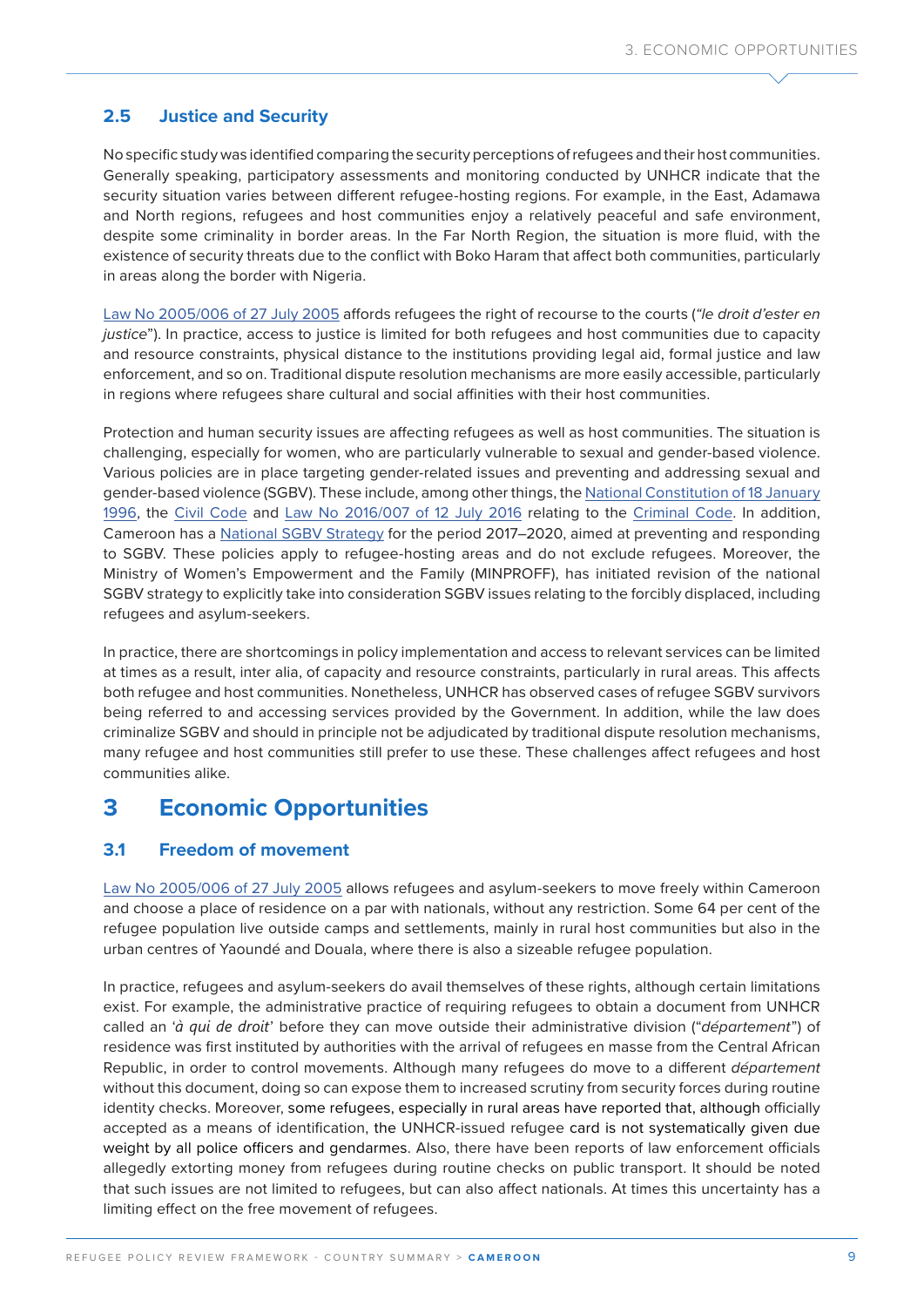### 2.5 Justice and Security

No specific study was identified comparing the security perceptions of refugees and their host communities. Generally speaking, participatory assessments and monitoring conducted by UNHCR indicate that the security situation varies between different refugee-hosting regions. For example, in the East, Adamawa and North regions, refugees and host communities enjoy a relatively peaceful and safe environment, despite some criminality in border areas. In the Far North Region, the situation is more fluid, with the existence of security threats due to the conflict with Boko Haram that affect both communities, particularly in areas along the border with Nigeria.

Law No 2005/006 of 27 July 2005 affords refugees the right of recourse to the courts (*"le droit d'ester en justice"*). In practice, access to justice is limited for both refugees and host communities due to capacity and resource constraints, physical distance to the institutions providing legal aid, formal justice and law enforcement, and so on. Traditional dispute resolution mechanisms are more easily accessible, particularly in regions where refugees share cultural and social affinities with their host communities.

Protection and human security issues are affecting refugees as well as host communities. The situation is challenging, especially for women, who are particularly vulnerable to sexual and gender-based violence. Various policies are in place targeting gender-related issues and preventing and addressing sexual and gender-based violence (SGBV). These include, among other things, the National Constitution of 18 January 1996, the Civil Code and Law No 2016/007 of 12 July 2016 relating to the Criminal Code. In addition, Cameroon has a National SGBV Strategy for the period 2017–2020, aimed at preventing and responding to SGBV. These policies apply to refugee-hosting areas and do not exclude refugees. Moreover, the Ministry of Women's Empowerment and the Family (MINPROFF), has initiated revision of the national SGBV strategy to explicitly take into consideration SGBV issues relating to the forcibly displaced, including refugees and asylum-seekers.

In practice, there are shortcomings in policy implementation and access to relevant services can be limited at times as a result, inter alia, of capacity and resource constraints, particularly in rural areas. This affects both refugee and host communities. Nonetheless, UNHCR has observed cases of refugee SGBV survivors being referred to and accessing services provided by the Government. In addition, while the law does criminalize SGBV and should in principle not be adjudicated by traditional dispute resolution mechanisms, many refugee and host communities still prefer to use these. These challenges affect refugees and host communities alike.

## 3 Economic Opportunities

### 3.1 Freedom of movement

Law No 2005/006 of 27 July 2005 allows refugees and asylum-seekers to move freely within Cameroon and choose a place of residence on a par with nationals, without any restriction. Some 64 per cent of the refugee population live outside camps and settlements, mainly in rural host communities but also in the urban centres of Yaoundé and Douala, where there is also a sizeable refugee population.

In practice, refugees and asylum-seekers do avail themselves of these rights, although certain limitations exist. For example, the administrative practice of requiring refugees to obtain a document from UNHCR called an '*à qui de droit*' before they can move outside their administrative division ("*département*") of residence was first instituted by authorities with the arrival of refugees en masse from the Central African Republic, in order to control movements. Although many refugees do move to a different *département* without this document, doing so can expose them to increased scrutiny from security forces during routine identity checks. Moreover, some refugees, especially in rural areas have reported that, although officially accepted as a means of identification, the UNHCR-issued refugee card is not systematically given due weight by all police officers and gendarmes. Also, there have been reports of law enforcement officials allegedly extorting money from refugees during routine checks on public transport. It should be noted that such issues are not limited to refugees, but can also affect nationals. At times this uncertainty has a limiting effect on the free movement of refugees.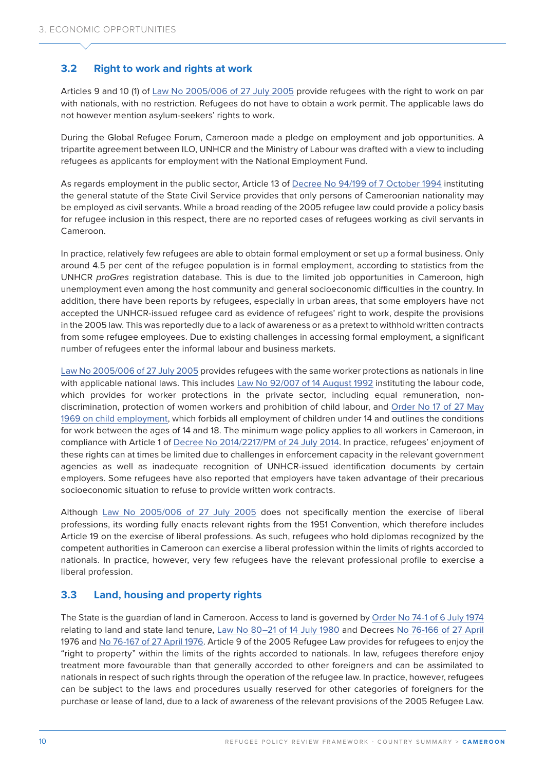### 3.2 Right to work and rights at work

Articles 9 and 10 (1) of Law No 2005/006 of 27 July 2005 provide refugees with the right to work on par with nationals, with no restriction. Refugees do not have to obtain a work permit. The applicable laws do not however mention asylum-seekers' rights to work.

During the Global Refugee Forum, Cameroon made a pledge on employment and job opportunities. A tripartite agreement between ILO, UNHCR and the Ministry of Labour was drafted with a view to including refugees as applicants for employment with the National Employment Fund.

As regards employment in the public sector, Article 13 of Decree No 94/199 of 7 October 1994 instituting the general statute of the State Civil Service provides that only persons of Cameroonian nationality may be employed as civil servants. While a broad reading of the 2005 refugee law could provide a policy basis for refugee inclusion in this respect, there are no reported cases of refugees working as civil servants in Cameroon.

In practice, relatively few refugees are able to obtain formal employment or set up a formal business. Only around 4.5 per cent of the refugee population is in formal employment, according to statistics from the UNHCR *proGres* registration database. This is due to the limited job opportunities in Cameroon, high unemployment even among the host community and general socioeconomic difficulties in the country. In addition, there have been reports by refugees, especially in urban areas, that some employers have not accepted the UNHCR-issued refugee card as evidence of refugees' right to work, despite the provisions in the 2005 law. This was reportedly due to a lack of awareness or as a pretext to withhold written contracts from some refugee employees. Due to existing challenges in accessing formal employment, a significant number of refugees enter the informal labour and business markets.

Law No 2005/006 of 27 July 2005 provides refugees with the same worker protections as nationals in line with applicable national laws. This includes Law No 92/007 of 14 August 1992 instituting the labour code, which provides for worker protections in the private sector, including equal remuneration, non-discrimination, protection of women workers and prohibition of child labour, and Order No 17 of 27 May 1969 on child employment, which forbids all employment of children under 14 and outlines the conditions for work between the ages of 14 and 18. The minimum wage policy applies to all workers in Cameroon, in compliance with Article 1 of Decree No 2014/2217/PM of 24 July 2014. In practice, refugees' enjoyment of these rights can at times be limited due to challenges in enforcement capacity in the relevant government agencies as well as inadequate recognition of UNHCR-issued identification documents by certain employers. Some refugees have also reported that employers have taken advantage of their precarious socioeconomic situation to refuse to provide written work contracts.

Although Law No 2005/006 of 27 July 2005 does not specifically mention the exercise of liberal professions, its wording fully enacts relevant rights from the 1951 Convention, which therefore includes Article 19 on the exercise of liberal professions. As such, refugees who hold diplomas recognized by the competent authorities in Cameroon can exercise a liberal profession within the limits of rights accorded to nationals. In practice, however, very few refugees have the relevant professional profile to exercise a liberal profession.

### 3.3 Land, housing and property rights

The State is the guardian of land in Cameroon. Access to land is governed by Order No 74-1 of 6 July 1974 relating to land and state land tenure, Law No 80–21 of 14 July 1980 and Decrees No 76-166 of 27 April 1976 and No 76-167 of 27 April 1976. Article 9 of the 2005 Refugee Law provides for refugees to enjoy the "right to property" within the limits of the rights accorded to nationals. In law, refugees therefore enjoy treatment more favourable than that generally accorded to other foreigners and can be assimilated to nationals in respect of such rights through the operation of the refugee law. In practice, however, refugees can be subject to the laws and procedures usually reserved for other categories of foreigners for the purchase or lease of land, due to a lack of awareness of the relevant provisions of the 2005 Refugee Law.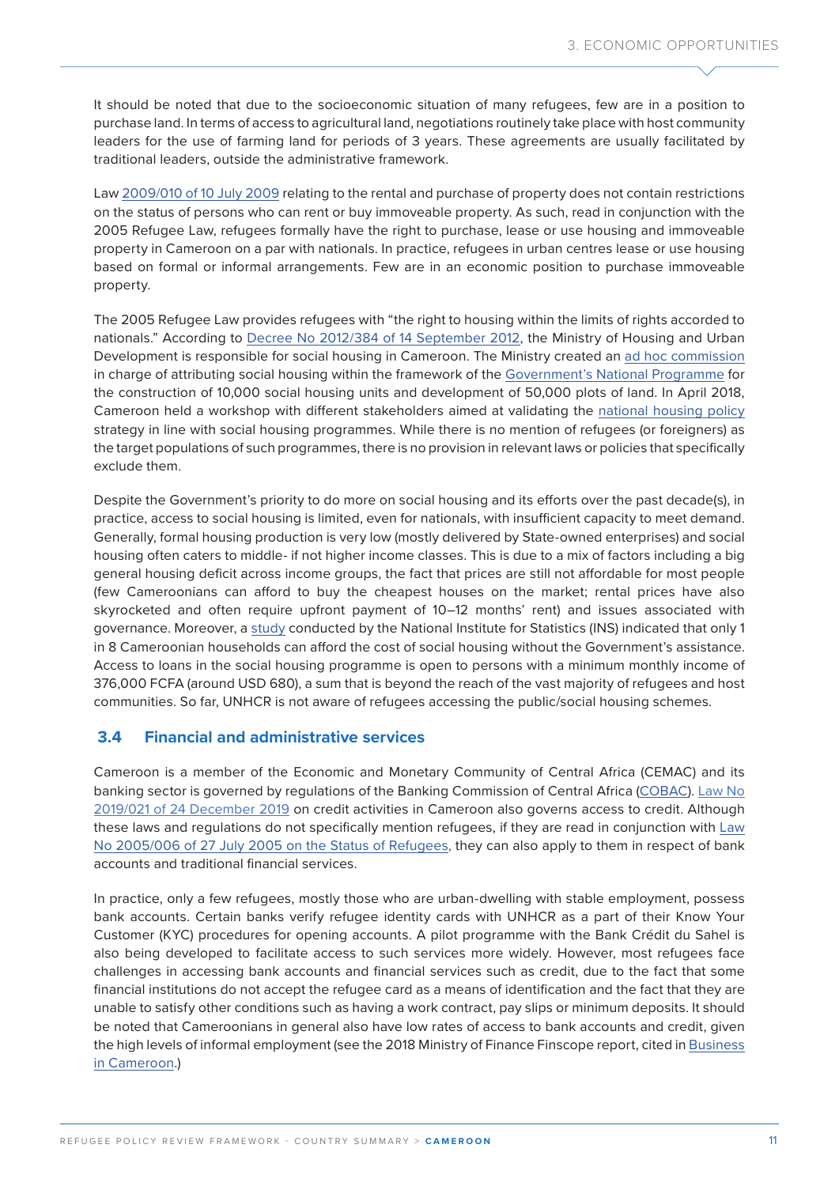It should be noted that due to the socioeconomic situation of many refugees, few are in a position to purchase land. In terms of access to agricultural land, negotiations routinely take place with host community leaders for the use of farming land for periods of 3 years. These agreements are usually facilitated by traditional leaders, outside the administrative framework.

Law 2009/010 of 10 July 2009 relating to the rental and purchase of property does not contain restrictions on the status of persons who can rent or buy immoveable property. As such, read in conjunction with the 2005 Refugee Law, refugees formally have the right to purchase, lease or use housing and immoveable property in Cameroon on a par with nationals. In practice, refugees in urban centres lease or use housing based on formal or informal arrangements. Few are in an economic position to purchase immoveable property.

The 2005 Refugee Law provides refugees with "the right to housing within the limits of rights accorded to nationals." According to Decree No 2012/384 of 14 September 2012, the Ministry of Housing and Urban Development is responsible for social housing in Cameroon. The Ministry created an ad hoc commission in charge of attributing social housing within the framework of the Government's National Programme for the construction of 10,000 social housing units and development of 50,000 plots of land. In April 2018, Cameroon held a workshop with different stakeholders aimed at validating the national housing policy strategy in line with social housing programmes. While there is no mention of refugees (or foreigners) as the target populations of such programmes, there is no provision in relevant laws or policies that specifically exclude them.

Despite the Government's priority to do more on social housing and its efforts over the past decade(s), in practice, access to social housing is limited, even for nationals, with insufficient capacity to meet demand. Generally, formal housing production is very low (mostly delivered by State-owned enterprises) and social housing often caters to middle- if not higher income classes. This is due to a mix of factors including a big general housing deficit across income groups, the fact that prices are still not affordable for most people (few Cameroonians can afford to buy the cheapest houses on the market; rental prices have also skyrocketed and often require upfront payment of 10–12 months' rent) and issues associated with governance. Moreover, a study conducted by the National Institute for Statistics (INS) indicated that only 1 in 8 Cameroonian households can afford the cost of social housing without the Government's assistance. Access to loans in the social housing programme is open to persons with a minimum monthly income of 376,000 FCFA (around USD 680), a sum that is beyond the reach of the vast majority of refugees and host communities. So far, UNHCR is not aware of refugees accessing the public/social housing schemes.

## 3.4 Financial and administrative services

Cameroon is a member of the Economic and Monetary Community of Central Africa (CEMAC) and its banking sector is governed by regulations of the Banking Commission of Central Africa (COBAC). Law No 2019/021 of 24 December 2019 on credit activities in Cameroon also governs access to credit. Although these laws and regulations do not specifically mention refugees, if they are read in conjunction with Law No 2005/006 of 27 July 2005 on the Status of Refugees, they can also apply to them in respect of bank accounts and traditional financial services.

In practice, only a few refugees, mostly those who are urban-dwelling with stable employment, possess bank accounts. Certain banks verify refugee identity cards with UNHCR as a part of their Know Your Customer (KYC) procedures for opening accounts. A pilot programme with the Bank Crédit du Sahel is also being developed to facilitate access to such services more widely. However, most refugees face challenges in accessing bank accounts and financial services such as credit, due to the fact that some financial institutions do not accept the refugee card as a means of identification and the fact that they are unable to satisfy other conditions such as having a work contract, pay slips or minimum deposits. It should be noted that Cameroonians in general also have low rates of access to bank accounts and credit, given the high levels of informal employment (see the 2018 Ministry of Finance Finscope report, cited in Business in Cameroon.)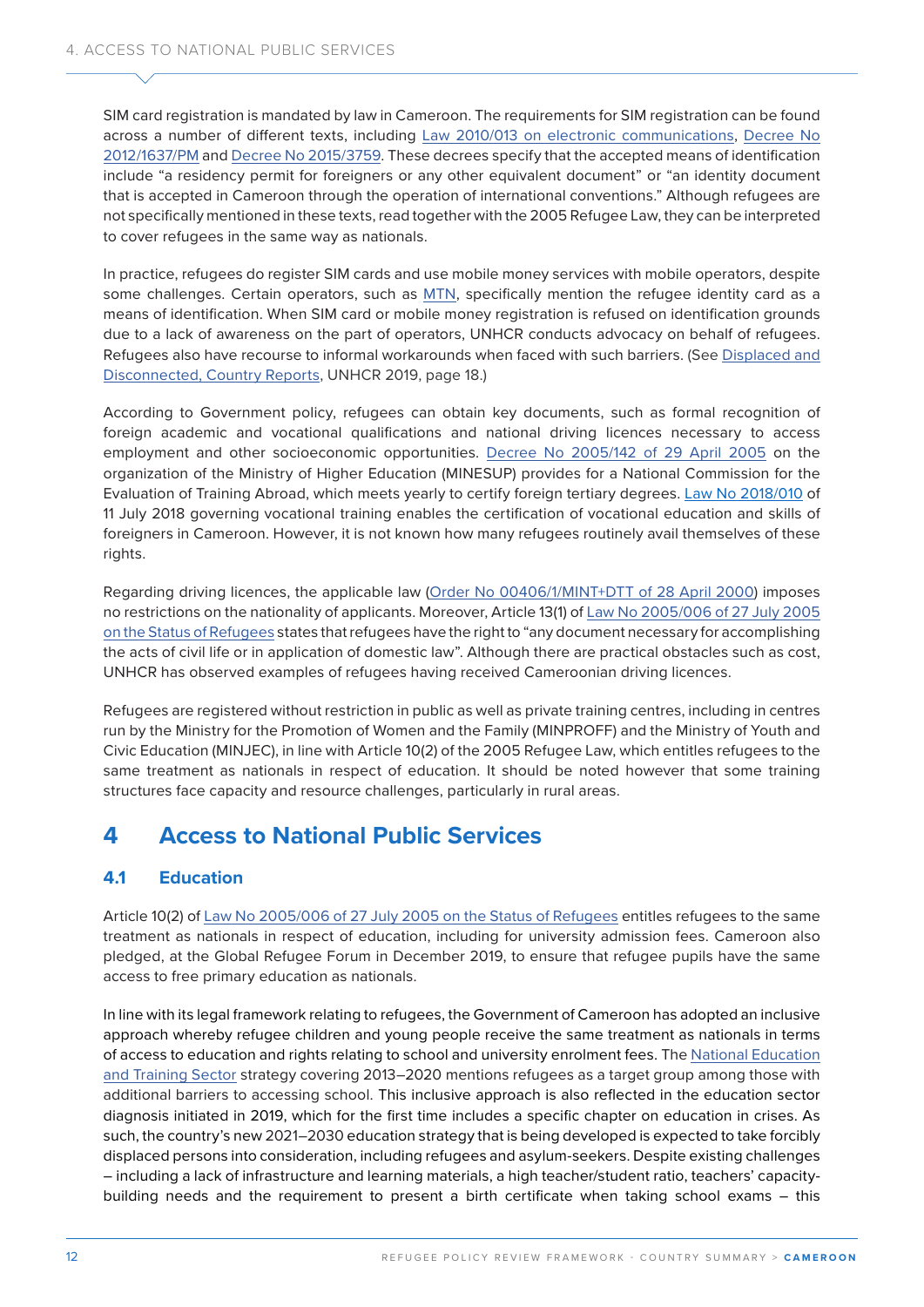SIM card registration is mandated by law in Cameroon. The requirements for SIM registration can be found across a number of different texts, including Law 2010/013 on electronic communications, Decree No 2012/1637/PM and Decree No 2015/3759. These decrees specify that the accepted means of identification include "a residency permit for foreigners or any other equivalent document" or "an identity document that is accepted in Cameroon through the operation of international conventions." Although refugees are not specifically mentioned in these texts, read together with the 2005 Refugee Law, they can be interpreted to cover refugees in the same way as nationals.

In practice, refugees do register SIM cards and use mobile money services with mobile operators, despite some challenges. Certain operators, such as MTN, specifically mention the refugee identity card as a means of identification. When SIM card or mobile money registration is refused on identification grounds due to a lack of awareness on the part of operators, UNHCR conducts advocacy on behalf of refugees. Refugees also have recourse to informal workarounds when faced with such barriers. (See Displaced and Disconnected, Country Reports, UNHCR 2019, page 18.)

According to Government policy, refugees can obtain key documents, such as formal recognition of foreign academic and vocational qualifications and national driving licences necessary to access employment and other socioeconomic opportunities. Decree No 2005/142 of 29 April 2005 on the organization of the Ministry of Higher Education (MINESUP) provides for a National Commission for the Evaluation of Training Abroad, which meets yearly to certify foreign tertiary degrees. Law No 2018/010 of 11 July 2018 governing vocational training enables the certification of vocational education and skills of foreigners in Cameroon. However, it is not known how many refugees routinely avail themselves of these rights.

Regarding driving licences, the applicable law (Order No 00406/1/MINT+DTT of 28 April 2000) imposes no restrictions on the nationality of applicants. Moreover, Article 13(1) of Law No 2005/006 of 27 July 2005 on the Status of Refugees states that refugees have the right to "any document necessary for accomplishing the acts of civil life or in application of domestic law". Although there are practical obstacles such as cost, UNHCR has observed examples of refugees having received Cameroonian driving licences.

Refugees are registered without restriction in public as well as private training centres, including in centres run by the Ministry for the Promotion of Women and the Family (MINPROFF) and the Ministry of Youth and Civic Education (MINJEC), in line with Article 10(2) of the 2005 Refugee Law, which entitles refugees to the same treatment as nationals in respect of education. It should be noted however that some training structures face capacity and resource challenges, particularly in rural areas.

# 4 Access to National Public Services

## 4.1 Education

Article 10(2) of Law No 2005/006 of 27 July 2005 on the Status of Refugees entitles refugees to the same treatment as nationals in respect of education, including for university admission fees. Cameroon also pledged, at the Global Refugee Forum in December 2019, to ensure that refugee pupils have the same access to free primary education as nationals.

In line with its legal framework relating to refugees, the Government of Cameroon has adopted an inclusive approach whereby refugee children and young people receive the same treatment as nationals in terms of access to education and rights relating to school and university enrolment fees. The National Education and Training Sector strategy covering 2013–2020 mentions refugees as a target group among those with additional barriers to accessing school. This inclusive approach is also reflected in the education sector diagnosis initiated in 2019, which for the first time includes a specific chapter on education in crises. As such, the country's new 2021–2030 education strategy that is being developed is expected to take forcibly displaced persons into consideration, including refugees and asylum-seekers. Despite existing challenges – including a lack of infrastructure and learning materials, a high teacher/student ratio, teachers' capacity-building needs and the requirement to present a birth certificate when taking school exams – this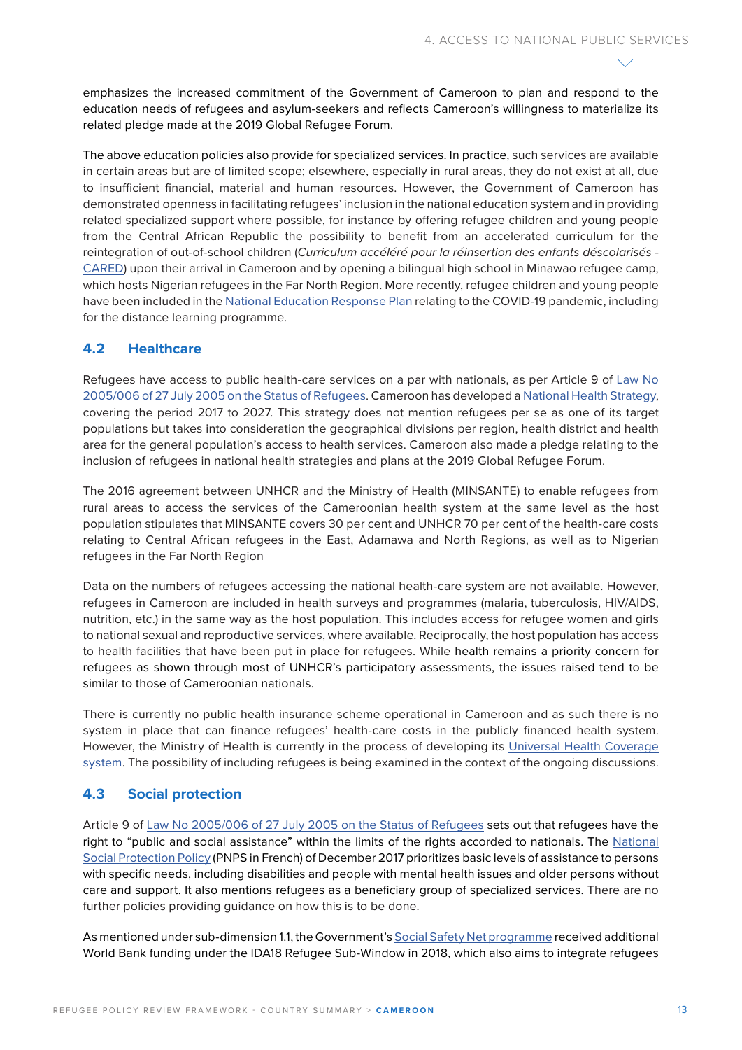emphasizes the increased commitment of the Government of Cameroon to plan and respond to the education needs of refugees and asylum-seekers and reflects Cameroon's willingness to materialize its related pledge made at the 2019 Global Refugee Forum.

The above education policies also provide for specialized services. In practice, such services are available in certain areas but are of limited scope; elsewhere, especially in rural areas, they do not exist at all, due to insufficient financial, material and human resources. However, the Government of Cameroon has demonstrated openness in facilitating refugees' inclusion in the national education system and in providing related specialized support where possible, for instance by offering refugee children and young people from the Central African Republic the possibility to benefit from an accelerated curriculum for the reintegration of out-of-school children (*Curriculum accéléré pour la réinsertion des enfants déscolarisés* - CARED) upon their arrival in Cameroon and by opening a bilingual high school in Minawao refugee camp, which hosts Nigerian refugees in the Far North Region. More recently, refugee children and young people have been included in the National Education Response Plan relating to the COVID-19 pandemic, including for the distance learning programme.

## 4.2 Healthcare

Refugees have access to public health-care services on a par with nationals, as per Article 9 of Law No 2005/006 of 27 July 2005 on the Status of Refugees. Cameroon has developed a National Health Strategy, covering the period 2017 to 2027. This strategy does not mention refugees per se as one of its target populations but takes into consideration the geographical divisions per region, health district and health area for the general population's access to health services. Cameroon also made a pledge relating to the inclusion of refugees in national health strategies and plans at the 2019 Global Refugee Forum.

The 2016 agreement between UNHCR and the Ministry of Health (MINSANTE) to enable refugees from rural areas to access the services of the Cameroonian health system at the same level as the host population stipulates that MINSANTE covers 30 per cent and UNHCR 70 per cent of the health-care costs relating to Central African refugees in the East, Adamawa and North Regions, as well as to Nigerian refugees in the Far North Region

Data on the numbers of refugees accessing the national health-care system are not available. However, refugees in Cameroon are included in health surveys and programmes (malaria, tuberculosis, HIV/AIDS, nutrition, etc.) in the same way as the host population. This includes access for refugee women and girls to national sexual and reproductive services, where available. Reciprocally, the host population has access to health facilities that have been put in place for refugees. While health remains a priority concern for refugees as shown through most of UNHCR's participatory assessments, the issues raised tend to be similar to those of Cameroonian nationals.

There is currently no public health insurance scheme operational in Cameroon and as such there is no system in place that can finance refugees' health-care costs in the publicly financed health system. However, the Ministry of Health is currently in the process of developing its Universal Health Coverage system. The possibility of including refugees is being examined in the context of the ongoing discussions.

## 4.3 Social protection

Article 9 of Law No 2005/006 of 27 July 2005 on the Status of Refugees sets out that refugees have the right to "public and social assistance" within the limits of the rights accorded to nationals. The National Social Protection Policy (PNPS in French) of December 2017 prioritizes basic levels of assistance to persons with specific needs, including disabilities and people with mental health issues and older persons without care and support. It also mentions refugees as a beneficiary group of specialized services. There are no further policies providing guidance on how this is to be done.

As mentioned under sub-dimension 1.1, the Government's Social Safety Net programme received additional World Bank funding under the IDA18 Refugee Sub-Window in 2018, which also aims to integrate refugees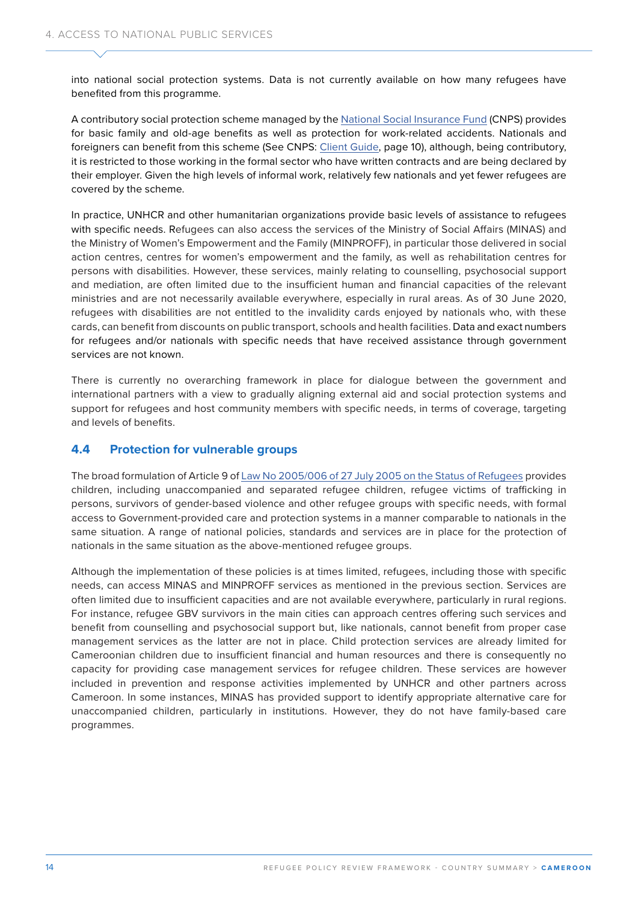into national social protection systems. Data is not currently available on how many refugees have benefited from this programme.

A contributory social protection scheme managed by the National Social Insurance Fund (CNPS) provides for basic family and old-age benefits as well as protection for work-related accidents. Nationals and foreigners can benefit from this scheme (See CNPS: Client Guide, page 10), although, being contributory, it is restricted to those working in the formal sector who have written contracts and are being declared by their employer. Given the high levels of informal work, relatively few nationals and yet fewer refugees are covered by the scheme.

In practice, UNHCR and other humanitarian organizations provide basic levels of assistance to refugees with specific needs. Refugees can also access the services of the Ministry of Social Affairs (MINAS) and the Ministry of Women's Empowerment and the Family (MINPROFF), in particular those delivered in social action centres, centres for women's empowerment and the family, as well as rehabilitation centres for persons with disabilities. However, these services, mainly relating to counselling, psychosocial support and mediation, are often limited due to the insufficient human and financial capacities of the relevant ministries and are not necessarily available everywhere, especially in rural areas. As of 30 June 2020, refugees with disabilities are not entitled to the invalidity cards enjoyed by nationals who, with these cards, can benefit from discounts on public transport, schools and health facilities. Data and exact numbers for refugees and/or nationals with specific needs that have received assistance through government services are not known.

There is currently no overarching framework in place for dialogue between the government and international partners with a view to gradually aligning external aid and social protection systems and support for refugees and host community members with specific needs, in terms of coverage, targeting and levels of benefits.

## 4.4 Protection for vulnerable groups

The broad formulation of Article 9 of Law No 2005/006 of 27 July 2005 on the Status of Refugees provides children, including unaccompanied and separated refugee children, refugee victims of trafficking in persons, survivors of gender-based violence and other refugee groups with specific needs, with formal access to Government-provided care and protection systems in a manner comparable to nationals in the same situation. A range of national policies, standards and services are in place for the protection of nationals in the same situation as the above-mentioned refugee groups.

Although the implementation of these policies is at times limited, refugees, including those with specific needs, can access MINAS and MINPROFF services as mentioned in the previous section. Services are often limited due to insufficient capacities and are not available everywhere, particularly in rural regions. For instance, refugee GBV survivors in the main cities can approach centres offering such services and benefit from counselling and psychosocial support but, like nationals, cannot benefit from proper case management services as the latter are not in place. Child protection services are already limited for Cameroonian children due to insufficient financial and human resources and there is consequently no capacity for providing case management services for refugee children. These services are however included in prevention and response activities implemented by UNHCR and other partners across Cameroon. In some instances, MINAS has provided support to identify appropriate alternative care for unaccompanied children, particularly in institutions. However, they do not have family-based care programmes.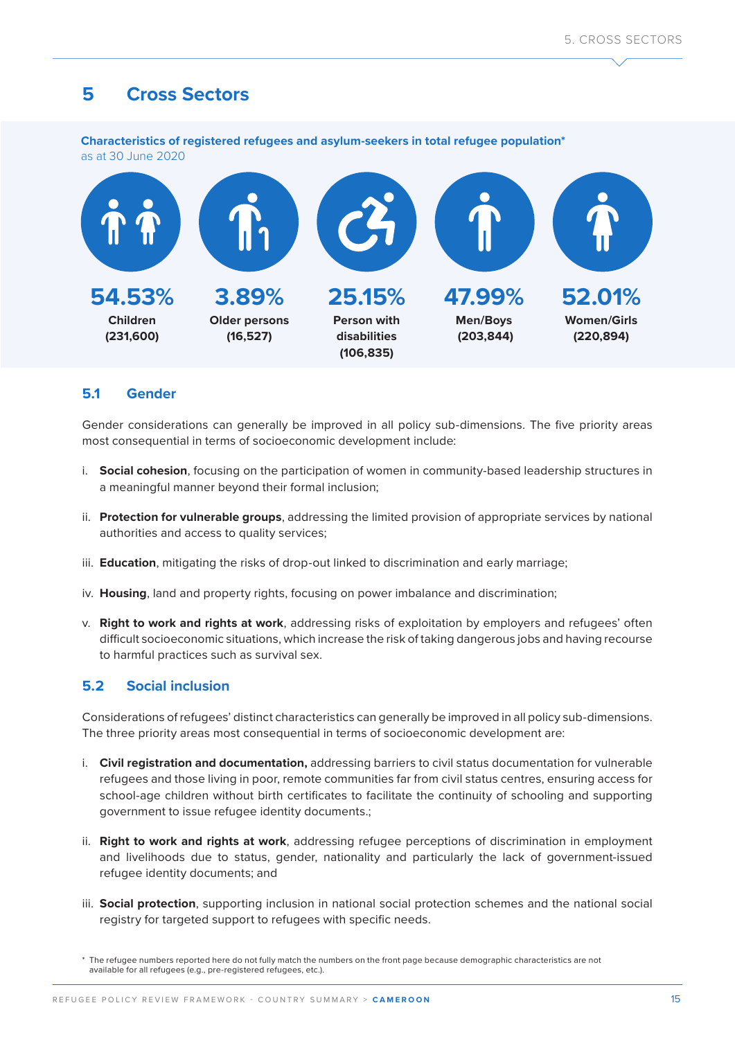# 5 Cross Sectors

**Characteristics of registered refugees and asylum-seekers in total refugee population***
as at 30 June 2020

| 54.53% | 3.89% | 25.15% | 47.99% | 52.01% |
|---|---|---|---|---|
| **Children (231,600)** | **Older persons (16,527)** | **Person with disabilities (106,835)** | **Men/Boys (203,844)** | **Women/Girls (220,894)** |

## 5.1 Gender

Gender considerations can generally be improved in all policy sub-dimensions. The five priority areas most consequential in terms of socioeconomic development include:

i. **Social cohesion**, focusing on the participation of women in community-based leadership structures in a meaningful manner beyond their formal inclusion;

ii. **Protection for vulnerable groups**, addressing the limited provision of appropriate services by national authorities and access to quality services;

iii. **Education**, mitigating the risks of drop-out linked to discrimination and early marriage;

iv. **Housing**, land and property rights, focusing on power imbalance and discrimination;

v. **Right to work and rights at work**, addressing risks of exploitation by employers and refugees' often difficult socioeconomic situations, which increase the risk of taking dangerous jobs and having recourse to harmful practices such as survival sex.

## 5.2 Social inclusion

Considerations of refugees' distinct characteristics can generally be improved in all policy sub-dimensions. The three priority areas most consequential in terms of socioeconomic development are:

i. **Civil registration and documentation,** addressing barriers to civil status documentation for vulnerable refugees and those living in poor, remote communities far from civil status centres, ensuring access for school-age children without birth certificates to facilitate the continuity of schooling and supporting government to issue refugee identity documents.;

ii. **Right to work and rights at work**, addressing refugee perceptions of discrimination in employment and livelihoods due to status, gender, nationality and particularly the lack of government-issued refugee identity documents; and

iii. **Social protection**, supporting inclusion in national social protection schemes and the national social registry for targeted support to refugees with specific needs.

\* The refugee numbers reported here do not fully match the numbers on the front page because demographic characteristics are not available for all refugees (e.g., pre-registered refugees, etc.).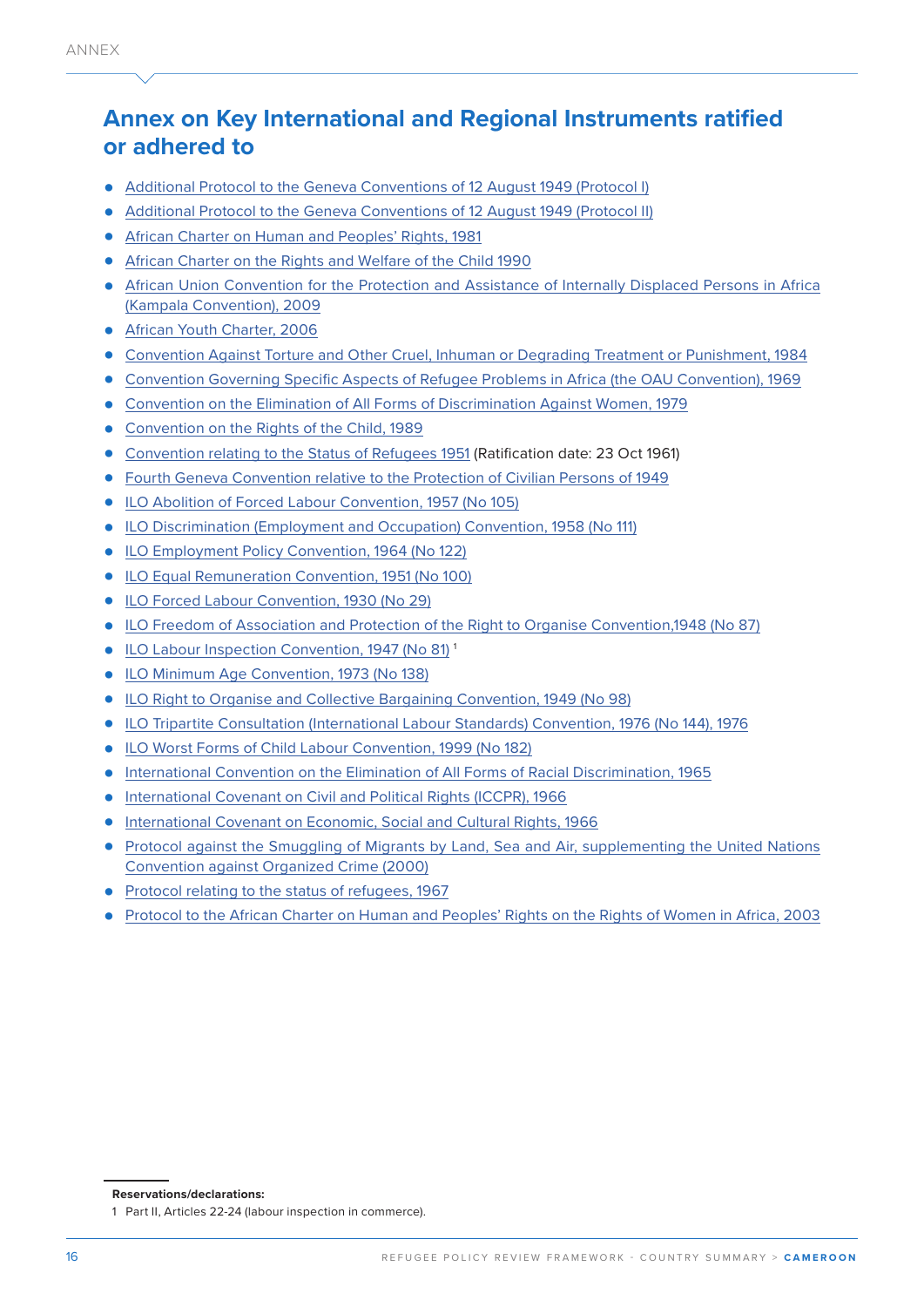# Annex on Key International and Regional Instruments ratified or adhered to

- Additional Protocol to the Geneva Conventions of 12 August 1949 (Protocol I)
- Additional Protocol to the Geneva Conventions of 12 August 1949 (Protocol II)
- African Charter on Human and Peoples' Rights, 1981
- African Charter on the Rights and Welfare of the Child 1990
- African Union Convention for the Protection and Assistance of Internally Displaced Persons in Africa (Kampala Convention), 2009
- African Youth Charter, 2006
- Convention Against Torture and Other Cruel, Inhuman or Degrading Treatment or Punishment, 1984
- Convention Governing Specific Aspects of Refugee Problems in Africa (the OAU Convention), 1969
- Convention on the Elimination of All Forms of Discrimination Against Women, 1979
- Convention on the Rights of the Child, 1989
- Convention relating to the Status of Refugees 1951 (Ratification date: 23 Oct 1961)
- Fourth Geneva Convention relative to the Protection of Civilian Persons of 1949
- ILO Abolition of Forced Labour Convention, 1957 (No 105)
- ILO Discrimination (Employment and Occupation) Convention, 1958 (No 111)
- ILO Employment Policy Convention, 1964 (No 122)
- ILO Equal Remuneration Convention, 1951 (No 100)
- ILO Forced Labour Convention, 1930 (No 29)
- ILO Freedom of Association and Protection of the Right to Organise Convention,1948 (No 87)
- ILO Labour Inspection Convention, 1947 (No 81) [1]
- ILO Minimum Age Convention, 1973 (No 138)
- ILO Right to Organise and Collective Bargaining Convention, 1949 (No 98)
- ILO Tripartite Consultation (International Labour Standards) Convention, 1976 (No 144), 1976
- ILO Worst Forms of Child Labour Convention, 1999 (No 182)
- International Convention on the Elimination of All Forms of Racial Discrimination, 1965
- International Covenant on Civil and Political Rights (ICCPR), 1966
- International Covenant on Economic, Social and Cultural Rights, 1966
- Protocol against the Smuggling of Migrants by Land, Sea and Air, supplementing the United Nations Convention against Organized Crime (2000)
- Protocol relating to the status of refugees, 1967
- Protocol to the African Charter on Human and Peoples' Rights on the Rights of Women in Africa, 2003

**Reservations/declarations:**

1 Part II, Articles 22-24 (labour inspection in commerce).